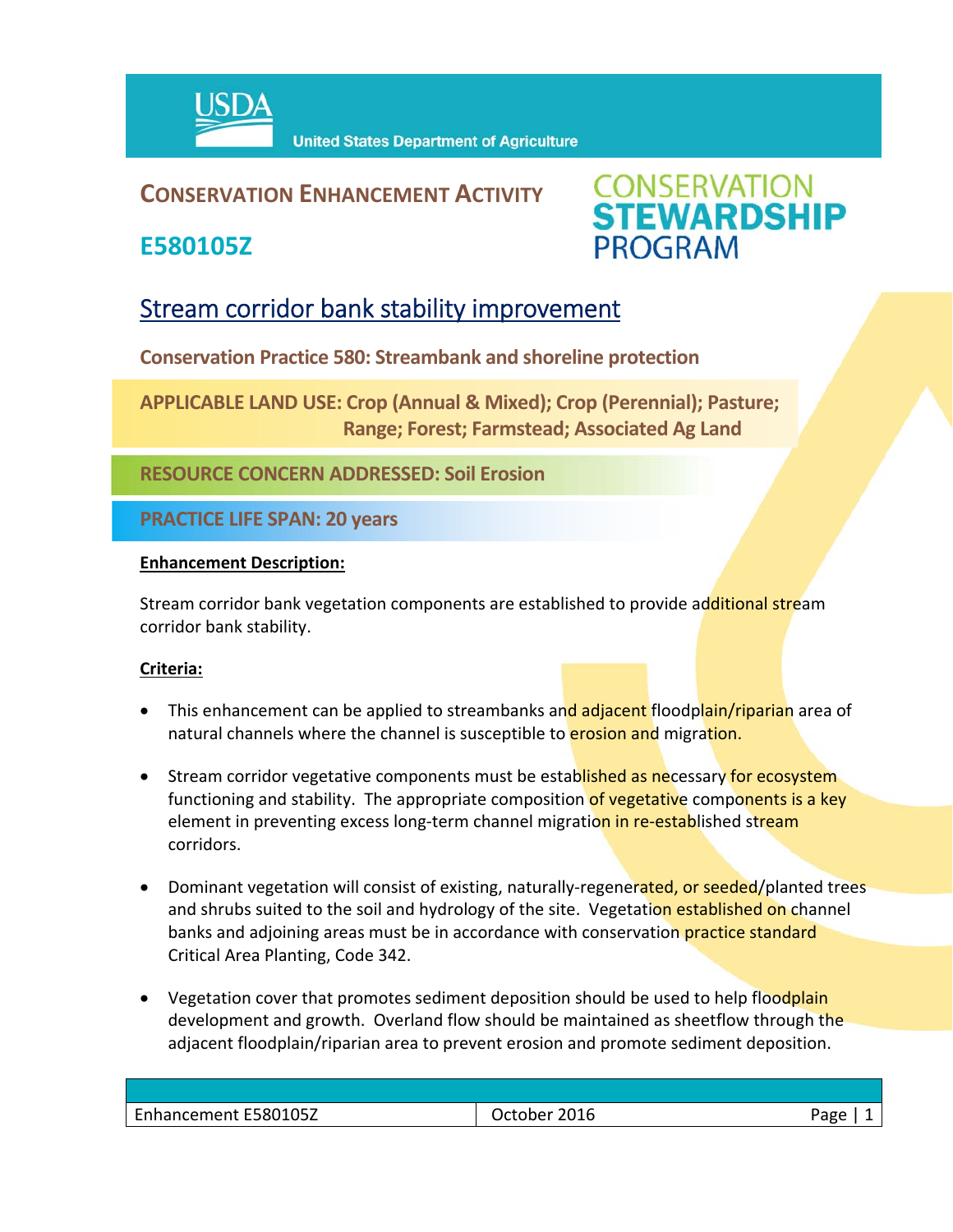USDA United States Department of Agriculture

# CONSERVATION ENHANCEMENT ACTIVITY

## E580105Z

CONSERVATION STEWARDSHIP PROGRAM

# Stream corridor bank stability improvement

**Conservation Practice 580: Streambank and shoreline protection**

**APPLICABLE LAND USE: Crop (Annual & Mixed); Crop (Perennial); Pasture; Range; Forest; Farmstead; Associated Ag Land**

**RESOURCE CONCERN ADDRESSED: Soil Erosion**

**PRACTICE LIFE SPAN: 20 years**

**Enhancement Description:**

Stream corridor bank vegetation components are established to provide additional stream corridor bank stability.

**Criteria:**

- This enhancement can be applied to streambanks and adjacent floodplain/riparian area of natural channels where the channel is susceptible to erosion and migration.
- Stream corridor vegetative components must be established as necessary for ecosystem functioning and stability. The appropriate composition of vegetative components is a key element in preventing excess long-term channel migration in re-established stream corridors.
- Dominant vegetation will consist of existing, naturally-regenerated, or seeded/planted trees and shrubs suited to the soil and hydrology of the site. Vegetation established on channel banks and adjoining areas must be in accordance with conservation practice standard Critical Area Planting, Code 342.
- Vegetation cover that promotes sediment deposition should be used to help floodplain development and growth. Overland flow should be maintained as sheetflow through the adjacent floodplain/riparian area to prevent erosion and promote sediment deposition.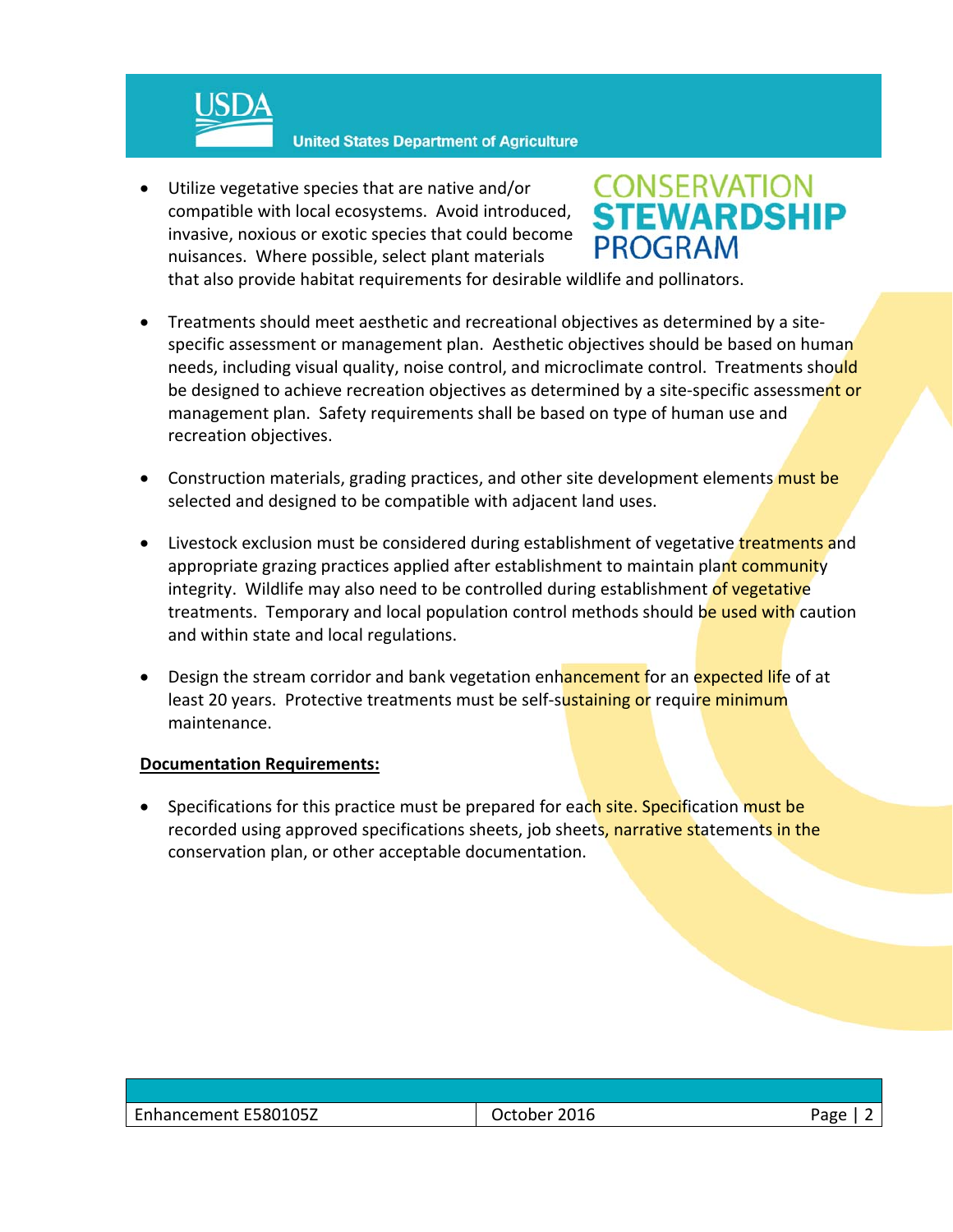- Utilize vegetative species that are native and/or compatible with local ecosystems. Avoid introduced, invasive, noxious or exotic species that could become nuisances. Where possible, select plant materials that also provide habitat requirements for desirable wildlife and pollinators.

- Treatments should meet aesthetic and recreational objectives as determined by a site-specific assessment or management plan. Aesthetic objectives should be based on human needs, including visual quality, noise control, and microclimate control. Treatments should be designed to achieve recreation objectives as determined by a site-specific assessment or management plan. Safety requirements shall be based on type of human use and recreation objectives.

- Construction materials, grading practices, and other site development elements must be selected and designed to be compatible with adjacent land uses.

- Livestock exclusion must be considered during establishment of vegetative treatments and appropriate grazing practices applied after establishment to maintain plant community integrity. Wildlife may also need to be controlled during establishment of vegetative treatments. Temporary and local population control methods should be used with caution and within state and local regulations.

- Design the stream corridor and bank vegetation enhancement for an expected life of at least 20 years. Protective treatments must be self-sustaining or require minimum maintenance.

**Documentation Requirements:**

- Specifications for this practice must be prepared for each site. Specification must be recorded using approved specifications sheets, job sheets, narrative statements in the conservation plan, or other acceptable documentation.